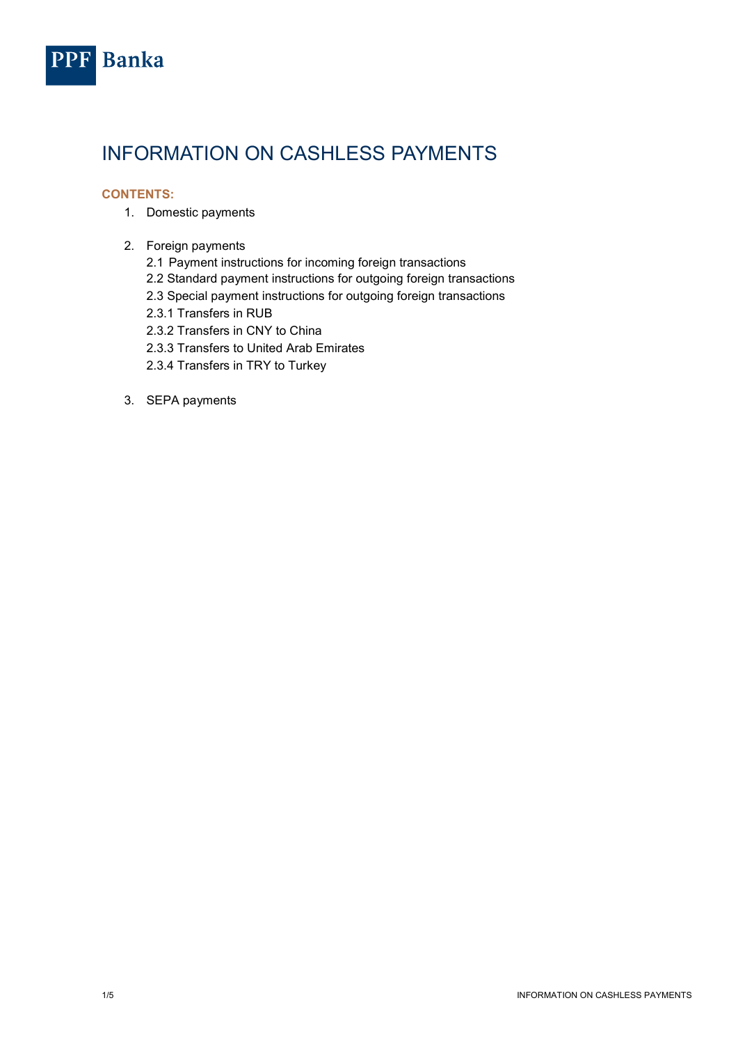PPF Banka

# INFORMATION ON CASHLESS PAYMENTS

**CONTENTS:**

1. Domestic payments

2. Foreign payments
   - 2.1 Payment instructions for incoming foreign transactions
   - 2.2 Standard payment instructions for outgoing foreign transactions
   - 2.3 Special payment instructions for outgoing foreign transactions
   - 2.3.1 Transfers in RUB
   - 2.3.2 Transfers in CNY to China
   - 2.3.3 Transfers to United Arab Emirates
   - 2.3.4 Transfers in TRY to Turkey

3. SEPA payments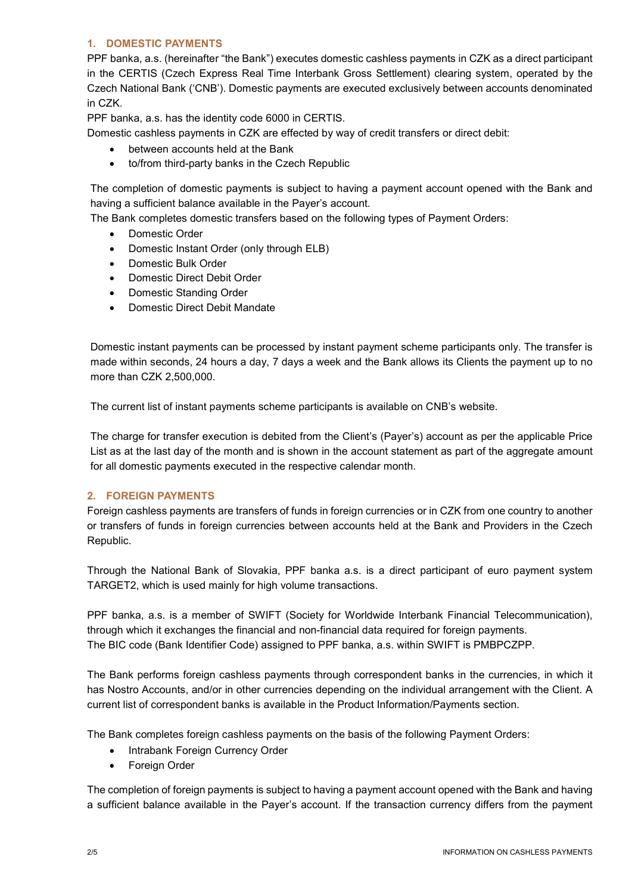## 1. DOMESTIC PAYMENTS

PPF banka, a.s. (hereinafter "the Bank") executes domestic cashless payments in CZK as a direct participant in the CERTIS (Czech Express Real Time Interbank Gross Settlement) clearing system, operated by the Czech National Bank ('CNB'). Domestic payments are executed exclusively between accounts denominated in CZK.

PPF banka, a.s. has the identity code 6000 in CERTIS.

Domestic cashless payments in CZK are effected by way of credit transfers or direct debit:

- between accounts held at the Bank
- to/from third-party banks in the Czech Republic

The completion of domestic payments is subject to having a payment account opened with the Bank and having a sufficient balance available in the Payer's account.

The Bank completes domestic transfers based on the following types of Payment Orders:

- Domestic Order
- Domestic Instant Order (only through ELB)
- Domestic Bulk Order
- Domestic Direct Debit Order
- Domestic Standing Order
- Domestic Direct Debit Mandate

Domestic instant payments can be processed by instant payment scheme participants only. The transfer is made within seconds, 24 hours a day, 7 days a week and the Bank allows its Clients the payment up to no more than CZK 2,500,000.

The current list of instant payments scheme participants is available on CNB's website.

The charge for transfer execution is debited from the Client's (Payer's) account as per the applicable Price List as at the last day of the month and is shown in the account statement as part of the aggregate amount for all domestic payments executed in the respective calendar month.

## 2. FOREIGN PAYMENTS

Foreign cashless payments are transfers of funds in foreign currencies or in CZK from one country to another or transfers of funds in foreign currencies between accounts held at the Bank and Providers in the Czech Republic.

Through the National Bank of Slovakia, PPF banka a.s. is a direct participant of euro payment system TARGET2, which is used mainly for high volume transactions.

PPF banka, a.s. is a member of SWIFT (Society for Worldwide Interbank Financial Telecommunication), through which it exchanges the financial and non-financial data required for foreign payments.

The BIC code (Bank Identifier Code) assigned to PPF banka, a.s. within SWIFT is PMBPCZPP.

The Bank performs foreign cashless payments through correspondent banks in the currencies, in which it has Nostro Accounts, and/or in other currencies depending on the individual arrangement with the Client. A current list of correspondent banks is available in the Product Information/Payments section.

The Bank completes foreign cashless payments on the basis of the following Payment Orders:

- Intrabank Foreign Currency Order
- Foreign Order

The completion of foreign payments is subject to having a payment account opened with the Bank and having a sufficient balance available in the Payer's account. If the transaction currency differs from the payment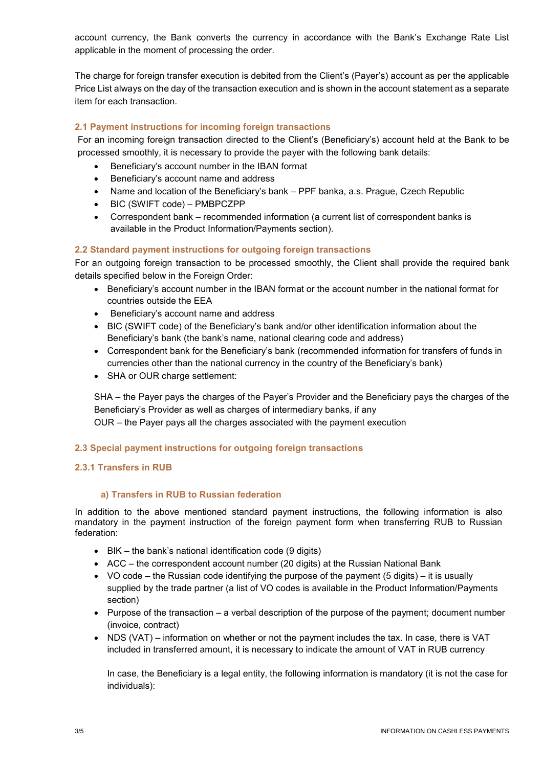account currency, the Bank converts the currency in accordance with the Bank's Exchange Rate List applicable in the moment of processing the order.

The charge for foreign transfer execution is debited from the Client's (Payer's) account as per the applicable Price List always on the day of the transaction execution and is shown in the account statement as a separate item for each transaction.

### 2.1 Payment instructions for incoming foreign transactions

For an incoming foreign transaction directed to the Client's (Beneficiary's) account held at the Bank to be processed smoothly, it is necessary to provide the payer with the following bank details:

- Beneficiary's account number in the IBAN format
- Beneficiary's account name and address
- Name and location of the Beneficiary's bank – PPF banka, a.s. Prague, Czech Republic
- BIC (SWIFT code) – PMBPCZPP
- Correspondent bank – recommended information (a current list of correspondent banks is available in the Product Information/Payments section).

### 2.2 Standard payment instructions for outgoing foreign transactions

For an outgoing foreign transaction to be processed smoothly, the Client shall provide the required bank details specified below in the Foreign Order:

- Beneficiary's account number in the IBAN format or the account number in the national format for countries outside the EEA
- Beneficiary's account name and address
- BIC (SWIFT code) of the Beneficiary's bank and/or other identification information about the Beneficiary's bank (the bank's name, national clearing code and address)
- Correspondent bank for the Beneficiary's bank (recommended information for transfers of funds in currencies other than the national currency in the country of the Beneficiary's bank)
- SHA or OUR charge settlement:

SHA – the Payer pays the charges of the Payer's Provider and the Beneficiary pays the charges of the Beneficiary's Provider as well as charges of intermediary banks, if any
OUR – the Payer pays all the charges associated with the payment execution

### 2.3 Special payment instructions for outgoing foreign transactions

#### 2.3.1 Transfers in RUB

##### a) Transfers in RUB to Russian federation

In addition to the above mentioned standard payment instructions, the following information is also mandatory in the payment instruction of the foreign payment form when transferring RUB to Russian federation:

- BIK – the bank's national identification code (9 digits)
- ACC – the correspondent account number (20 digits) at the Russian National Bank
- VO code – the Russian code identifying the purpose of the payment (5 digits) – it is usually supplied by the trade partner (a list of VO codes is available in the Product Information/Payments section)
- Purpose of the transaction – a verbal description of the purpose of the payment; document number (invoice, contract)
- NDS (VAT) – information on whether or not the payment includes the tax. In case, there is VAT included in transferred amount, it is necessary to indicate the amount of VAT in RUB currency

In case, the Beneficiary is a legal entity, the following information is mandatory (it is not the case for individuals):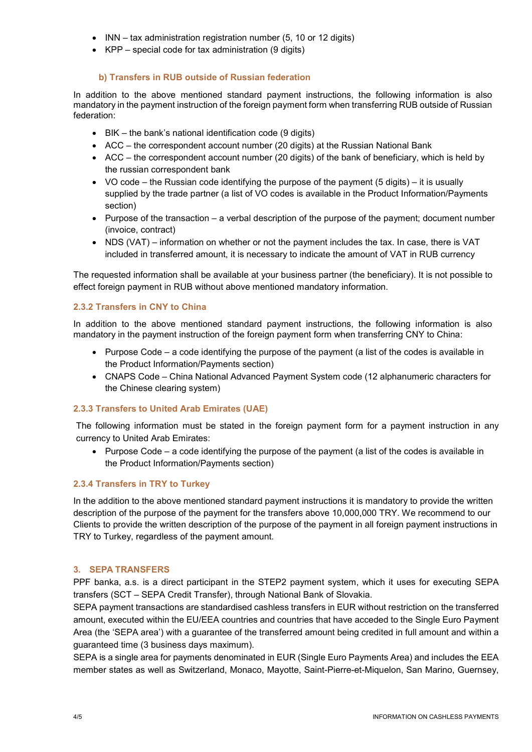- INN – tax administration registration number (5, 10 or 12 digits)
- KPP – special code for tax administration (9 digits)

#### b) Transfers in RUB outside of Russian federation

In addition to the above mentioned standard payment instructions, the following information is also mandatory in the payment instruction of the foreign payment form when transferring RUB outside of Russian federation:

- BIK – the bank's national identification code (9 digits)
- ACC – the correspondent account number (20 digits) at the Russian National Bank
- ACC – the correspondent account number (20 digits) of the bank of beneficiary, which is held by the russian correspondent bank
- VO code – the Russian code identifying the purpose of the payment (5 digits) – it is usually supplied by the trade partner (a list of VO codes is available in the Product Information/Payments section)
- Purpose of the transaction – a verbal description of the purpose of the payment; document number (invoice, contract)
- NDS (VAT) – information on whether or not the payment includes the tax. In case, there is VAT included in transferred amount, it is necessary to indicate the amount of VAT in RUB currency

The requested information shall be available at your business partner (the beneficiary). It is not possible to effect foreign payment in RUB without above mentioned mandatory information.

### 2.3.2 Transfers in CNY to China

In addition to the above mentioned standard payment instructions, the following information is also mandatory in the payment instruction of the foreign payment form when transferring CNY to China:

- Purpose Code – a code identifying the purpose of the payment (a list of the codes is available in the Product Information/Payments section)
- CNAPS Code – China National Advanced Payment System code (12 alphanumeric characters for the Chinese clearing system)

### 2.3.3 Transfers to United Arab Emirates (UAE)

The following information must be stated in the foreign payment form for a payment instruction in any currency to United Arab Emirates:

- Purpose Code – a code identifying the purpose of the payment (a list of the codes is available in the Product Information/Payments section)

### 2.3.4 Transfers in TRY to Turkey

In the addition to the above mentioned standard payment instructions it is mandatory to provide the written description of the purpose of the payment for the transfers above 10,000,000 TRY. We recommend to our Clients to provide the written description of the purpose of the payment in all foreign payment instructions in TRY to Turkey, regardless of the payment amount.

## 3. SEPA TRANSFERS

PPF banka, a.s. is a direct participant in the STEP2 payment system, which it uses for executing SEPA transfers (SCT – SEPA Credit Transfer), through National Bank of Slovakia.

SEPA payment transactions are standardised cashless transfers in EUR without restriction on the transferred amount, executed within the EU/EEA countries and countries that have acceded to the Single Euro Payment Area (the 'SEPA area') with a guarantee of the transferred amount being credited in full amount and within a guaranteed time (3 business days maximum).

SEPA is a single area for payments denominated in EUR (Single Euro Payments Area) and includes the EEA member states as well as Switzerland, Monaco, Mayotte, Saint-Pierre-et-Miquelon, San Marino, Guernsey,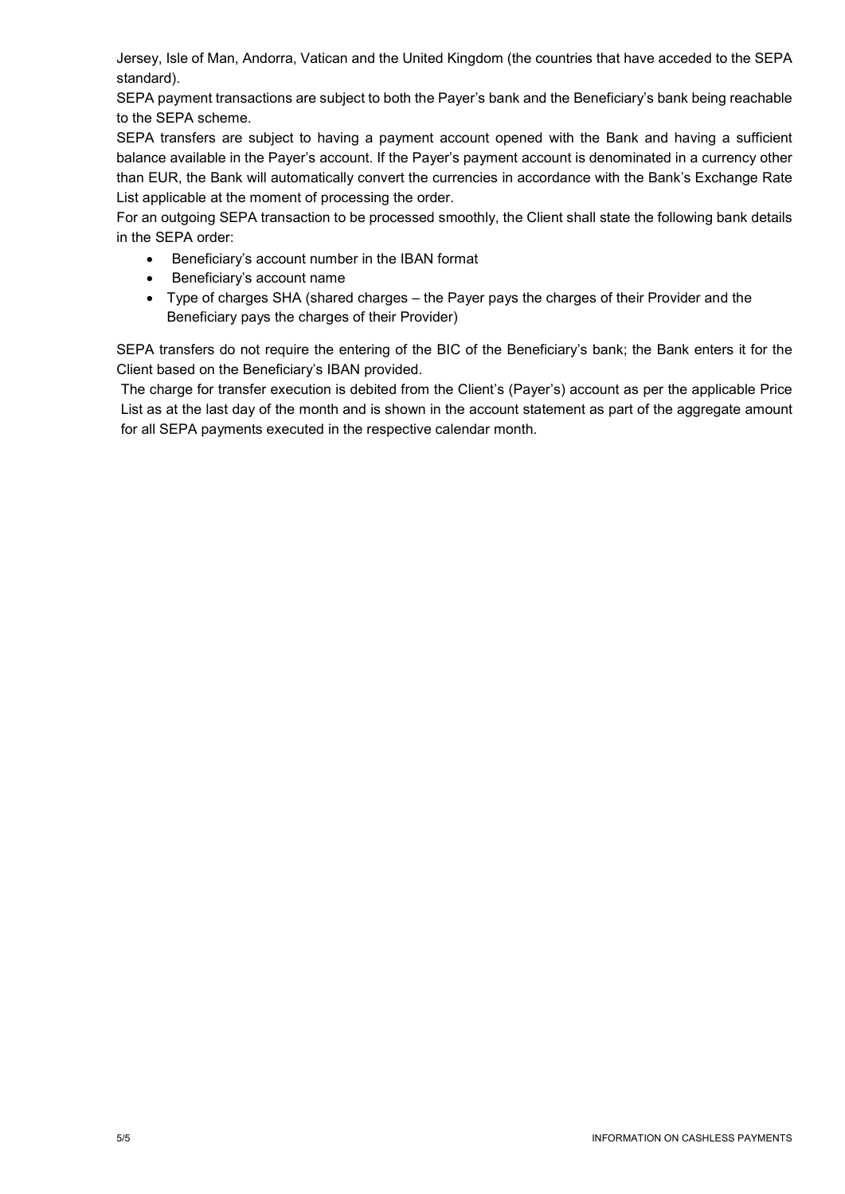Jersey, Isle of Man, Andorra, Vatican and the United Kingdom (the countries that have acceded to the SEPA standard).

SEPA payment transactions are subject to both the Payer's bank and the Beneficiary's bank being reachable to the SEPA scheme.

SEPA transfers are subject to having a payment account opened with the Bank and having a sufficient balance available in the Payer's account. If the Payer's payment account is denominated in a currency other than EUR, the Bank will automatically convert the currencies in accordance with the Bank's Exchange Rate List applicable at the moment of processing the order.

For an outgoing SEPA transaction to be processed smoothly, the Client shall state the following bank details in the SEPA order:

- Beneficiary's account number in the IBAN format
- Beneficiary's account name
- Type of charges SHA (shared charges – the Payer pays the charges of their Provider and the Beneficiary pays the charges of their Provider)

SEPA transfers do not require the entering of the BIC of the Beneficiary's bank; the Bank enters it for the Client based on the Beneficiary's IBAN provided.

The charge for transfer execution is debited from the Client's (Payer's) account as per the applicable Price List as at the last day of the month and is shown in the account statement as part of the aggregate amount for all SEPA payments executed in the respective calendar month.